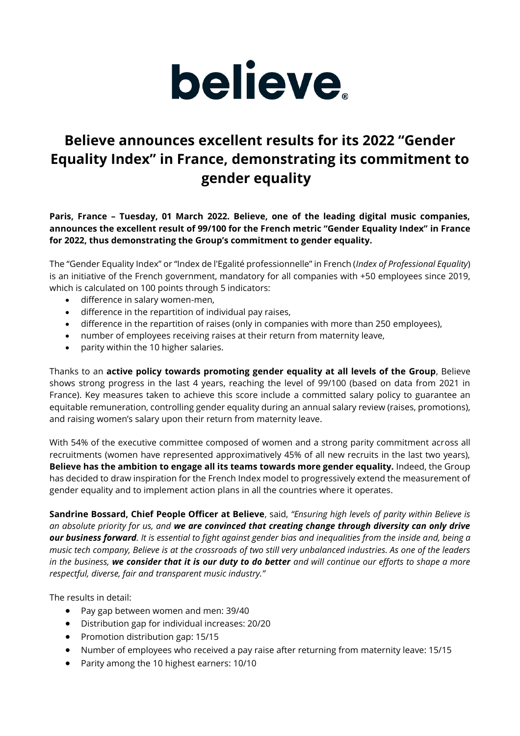believe®

# Believe announces excellent results for its 2022 "Gender Equality Index" in France, demonstrating its commitment to gender equality

**Paris, France – Tuesday, 01 March 2022. Believe, one of the leading digital music companies, announces the excellent result of 99/100 for the French metric "Gender Equality Index" in France for 2022, thus demonstrating the Group's commitment to gender equality.**

The "Gender Equality Index" or "Index de l'Egalité professionnelle" in French (*Index of Professional Equality*) is an initiative of the French government, mandatory for all companies with +50 employees since 2019, which is calculated on 100 points through 5 indicators:

- difference in salary women-men,
- difference in the repartition of individual pay raises,
- difference in the repartition of raises (only in companies with more than 250 employees),
- number of employees receiving raises at their return from maternity leave,
- parity within the 10 higher salaries.

Thanks to an **active policy towards promoting gender equality at all levels of the Group**, Believe shows strong progress in the last 4 years, reaching the level of 99/100 (based on data from 2021 in France). Key measures taken to achieve this score include a committed salary policy to guarantee an equitable remuneration, controlling gender equality during an annual salary review (raises, promotions), and raising women's salary upon their return from maternity leave.

With 54% of the executive committee composed of women and a strong parity commitment across all recruitments (women have represented approximatively 45% of all new recruits in the last two years), **Believe has the ambition to engage all its teams towards more gender equality.** Indeed, the Group has decided to draw inspiration for the French Index model to progressively extend the measurement of gender equality and to implement action plans in all the countries where it operates.

**Sandrine Bossard, Chief People Officer at Believe**, said, *"Ensuring high levels of parity within Believe is an absolute priority for us, and* ***we are convinced that creating change through diversity can only drive our business forward****. It is essential to fight against gender bias and inequalities from the inside and, being a music tech company, Believe is at the crossroads of two still very unbalanced industries. As one of the leaders in the business,* ***we consider that it is our duty to do better*** *and will continue our efforts to shape a more respectful, diverse, fair and transparent music industry."*

The results in detail:

- Pay gap between women and men: 39/40
- Distribution gap for individual increases: 20/20
- Promotion distribution gap: 15/15
- Number of employees who received a pay raise after returning from maternity leave: 15/15
- Parity among the 10 highest earners: 10/10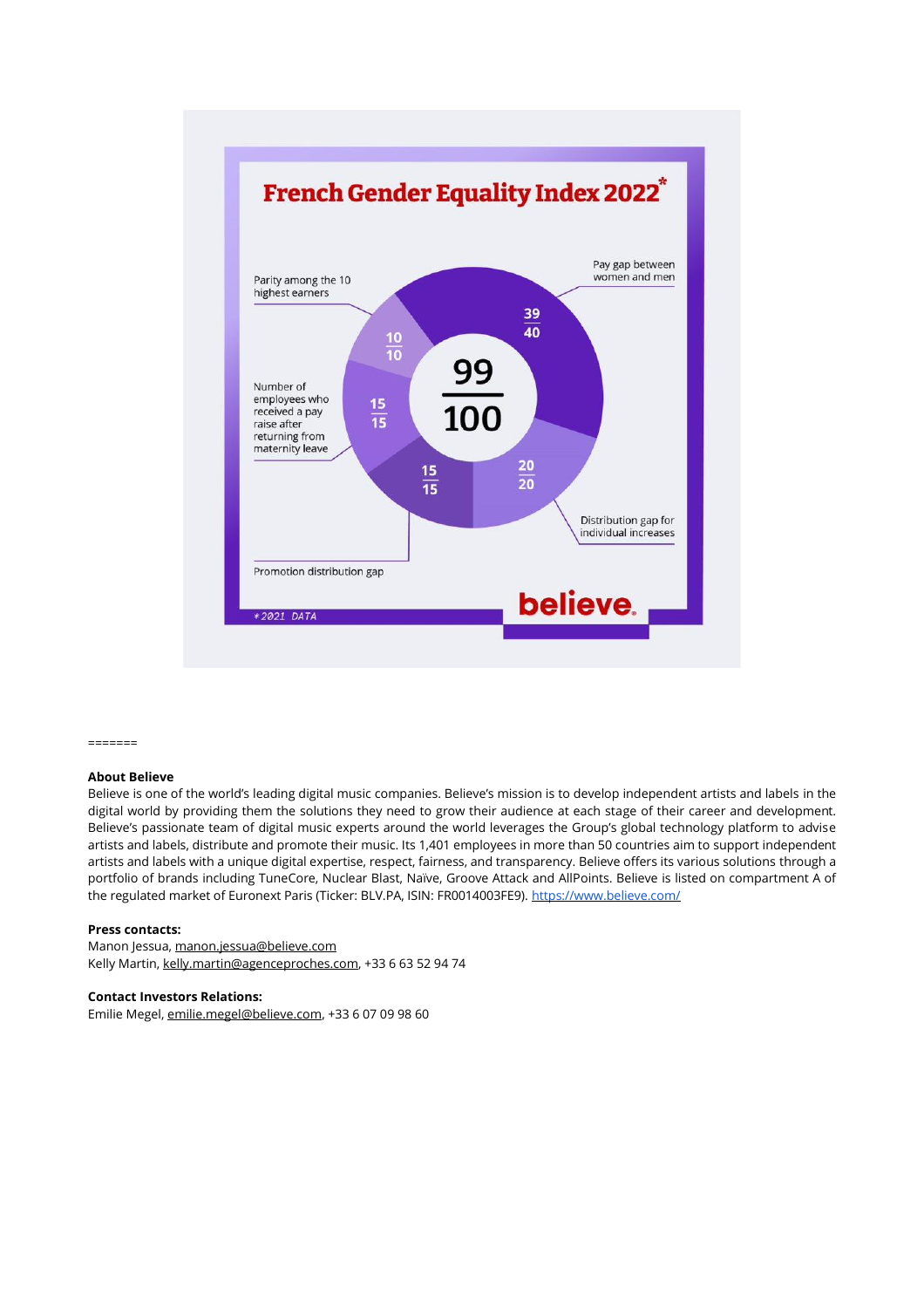French Gender Equality Index 2022*

Parity among the 10 highest earners

10/10

Pay gap between women and men

39/40

99/100

Number of employees who received a pay raise after returning from maternity leave

15/15

15/15

20/20

Distribution gap for individual increases

Promotion distribution gap

*2021 DATA

believe.

=======

**About Believe**

Believe is one of the world's leading digital music companies. Believe's mission is to develop independent artists and labels in the digital world by providing them the solutions they need to grow their audience at each stage of their career and development. Believe's passionate team of digital music experts around the world leverages the Group's global technology platform to advise artists and labels, distribute and promote their music. Its 1,401 employees in more than 50 countries aim to support independent artists and labels with a unique digital expertise, respect, fairness, and transparency. Believe offers its various solutions through a portfolio of brands including TuneCore, Nuclear Blast, Naïve, Groove Attack and AllPoints. Believe is listed on compartment A of the regulated market of Euronext Paris (Ticker: BLV.PA, ISIN: FR0014003FE9). https://www.believe.com/

**Press contacts:**

Manon Jessua, manon.jessua@believe.com

Kelly Martin, kelly.martin@agenceproches.com, +33 6 63 52 94 74

**Contact Investors Relations:**

Emilie Megel, emilie.megel@believe.com, +33 6 07 09 98 60